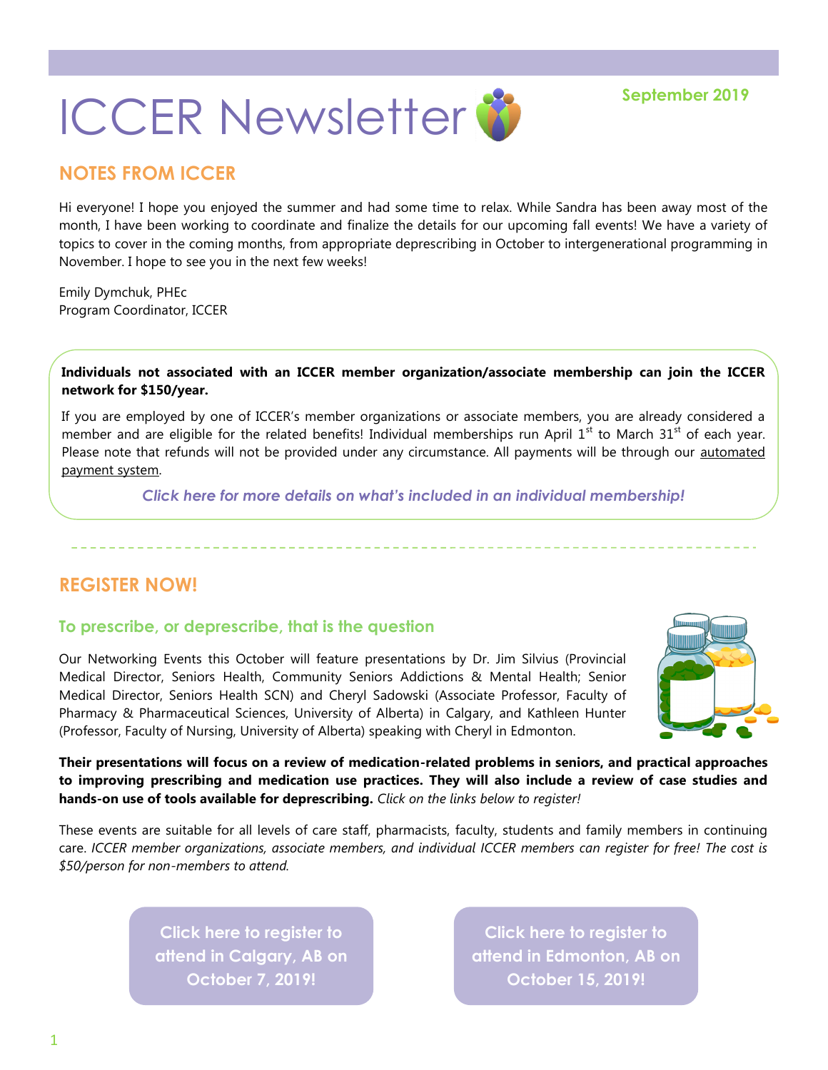# ICCER Newsletter

September 2019

## NOTES FROM ICCER

Hi everyone! I hope you enjoyed the summer and had some time to relax. While Sandra has been away most of the month, I have been working to coordinate and finalize the details for our upcoming fall events! We have a variety of topics to cover in the coming months, from appropriate deprescribing in October to intergenerational programming in November. I hope to see you in the next few weeks!

Emily Dymchuk, PHEc
Program Coordinator, ICCER

**Individuals not associated with an ICCER member organization/associate membership can join the ICCER network for $150/year.**

If you are employed by one of ICCER's member organizations or associate members, you are already considered a member and are eligible for the related benefits! Individual memberships run April 1st to March 31st of each year. Please note that refunds will not be provided under any circumstance. All payments will be through our automated payment system.

*Click here for more details on what's included in an individual membership!*

## REGISTER NOW!

### To prescribe, or deprescribe, that is the question

Our Networking Events this October will feature presentations by Dr. Jim Silvius (Provincial Medical Director, Seniors Health, Community Seniors Addictions & Mental Health; Senior Medical Director, Seniors Health SCN) and Cheryl Sadowski (Associate Professor, Faculty of Pharmacy & Pharmaceutical Sciences, University of Alberta) in Calgary, and Kathleen Hunter (Professor, Faculty of Nursing, University of Alberta) speaking with Cheryl in Edmonton.

**Their presentations will focus on a review of medication-related problems in seniors, and practical approaches to improving prescribing and medication use practices. They will also include a review of case studies and hands-on use of tools available for deprescribing.** *Click on the links below to register!*

These events are suitable for all levels of care staff, pharmacists, faculty, students and family members in continuing care. *ICCER member organizations, associate members, and individual ICCER members can register for free! The cost is $50/person for non-members to attend.*

**Click here to register to attend in Calgary, AB on October 7, 2019!**

**Click here to register to attend in Edmonton, AB on October 15, 2019!**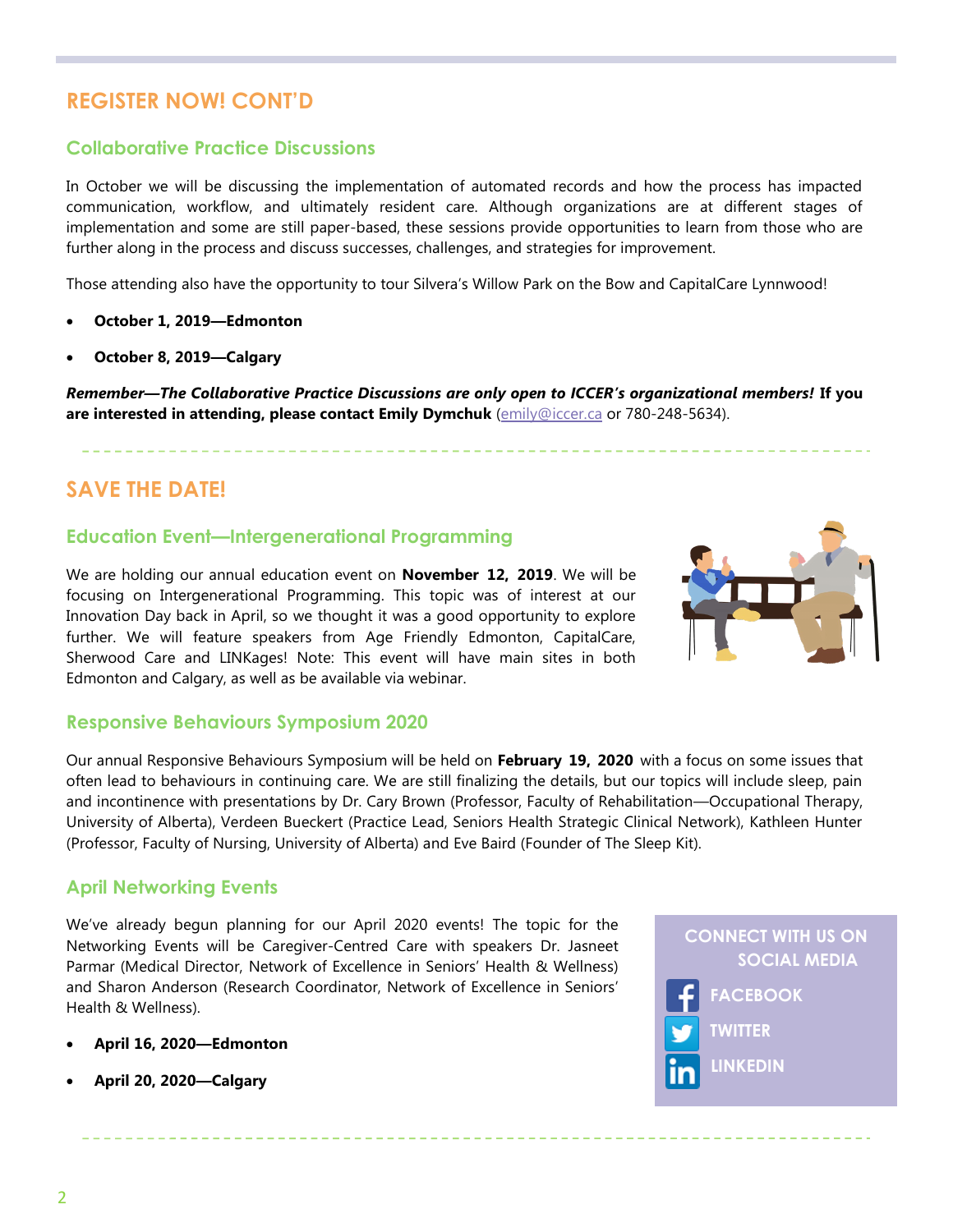## REGISTER NOW! CONT'D

### Collaborative Practice Discussions

In October we will be discussing the implementation of automated records and how the process has impacted communication, workflow, and ultimately resident care. Although organizations are at different stages of implementation and some are still paper-based, these sessions provide opportunities to learn from those who are further along in the process and discuss successes, challenges, and strategies for improvement.

Those attending also have the opportunity to tour Silvera's Willow Park on the Bow and CapitalCare Lynnwood!

- **October 1, 2019—Edmonton**
- **October 8, 2019—Calgary**

***Remember—The Collaborative Practice Discussions are only open to ICCER's organizational members!*** **If you are interested in attending, please contact Emily Dymchuk** (emily@iccer.ca or 780-248-5634).

## SAVE THE DATE!

### Education Event—Intergenerational Programming

We are holding our annual education event on **November 12, 2019**. We will be focusing on Intergenerational Programming. This topic was of interest at our Innovation Day back in April, so we thought it was a good opportunity to explore further. We will feature speakers from Age Friendly Edmonton, CapitalCare, Sherwood Care and LINKages! Note: This event will have main sites in both Edmonton and Calgary, as well as be available via webinar.

### Responsive Behaviours Symposium 2020

Our annual Responsive Behaviours Symposium will be held on **February 19, 2020** with a focus on some issues that often lead to behaviours in continuing care. We are still finalizing the details, but our topics will include sleep, pain and incontinence with presentations by Dr. Cary Brown (Professor, Faculty of Rehabilitation—Occupational Therapy, University of Alberta), Verdeen Bueckert (Practice Lead, Seniors Health Strategic Clinical Network), Kathleen Hunter (Professor, Faculty of Nursing, University of Alberta) and Eve Baird (Founder of The Sleep Kit).

### April Networking Events

We've already begun planning for our April 2020 events! The topic for the Networking Events will be Caregiver-Centred Care with speakers Dr. Jasneet Parmar (Medical Director, Network of Excellence in Seniors' Health & Wellness) and Sharon Anderson (Research Coordinator, Network of Excellence in Seniors' Health & Wellness).

- **April 16, 2020—Edmonton**
- **April 20, 2020—Calgary**

**CONNECT WITH US ON SOCIAL MEDIA**

- FACEBOOK
- TWITTER
- LINKEDIN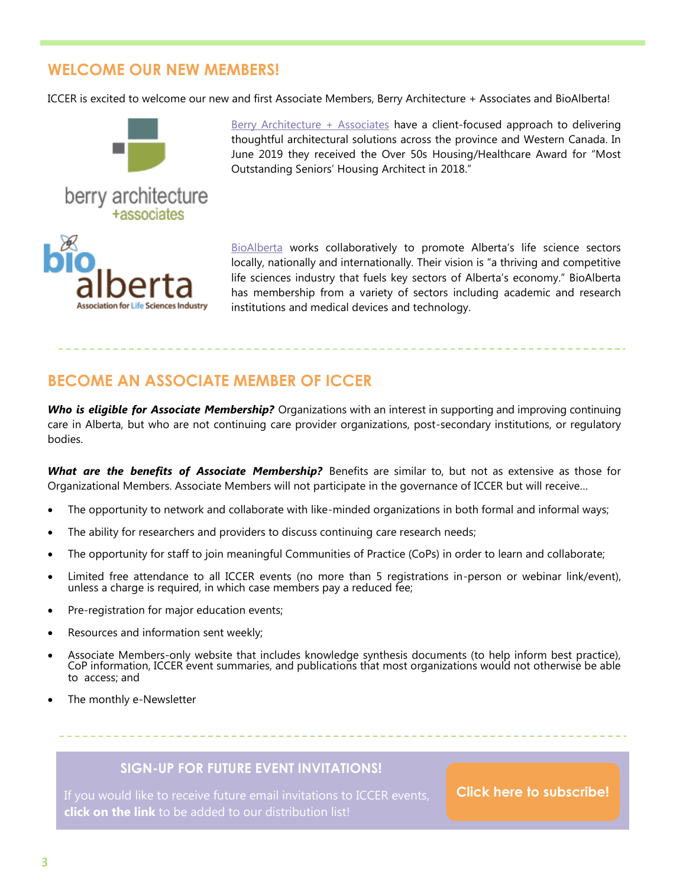## WELCOME OUR NEW MEMBERS!

ICCER is excited to welcome our new and first Associate Members, Berry Architecture + Associates and BioAlberta!

Berry Architecture + Associates have a client-focused approach to delivering thoughtful architectural solutions across the province and Western Canada. In June 2019 they received the Over 50s Housing/Healthcare Award for "Most Outstanding Seniors' Housing Architect in 2018."

BioAlberta works collaboratively to promote Alberta's life science sectors locally, nationally and internationally. Their vision is "a thriving and competitive life sciences industry that fuels key sectors of Alberta's economy." BioAlberta has membership from a variety of sectors including academic and research institutions and medical devices and technology.

## BECOME AN ASSOCIATE MEMBER OF ICCER

***Who is eligible for Associate Membership?*** Organizations with an interest in supporting and improving continuing care in Alberta, but who are not continuing care provider organizations, post-secondary institutions, or regulatory bodies.

***What are the benefits of Associate Membership?*** Benefits are similar to, but not as extensive as those for Organizational Members. Associate Members will not participate in the governance of ICCER but will receive…

- The opportunity to network and collaborate with like-minded organizations in both formal and informal ways;
- The ability for researchers and providers to discuss continuing care research needs;
- The opportunity for staff to join meaningful Communities of Practice (CoPs) in order to learn and collaborate;
- Limited free attendance to all ICCER events (no more than 5 registrations in-person or webinar link/event), unless a charge is required, in which case members pay a reduced fee;
- Pre-registration for major education events;
- Resources and information sent weekly;
- Associate Members-only website that includes knowledge synthesis documents (to help inform best practice), CoP information, ICCER event summaries, and publications that most organizations would not otherwise be able to access; and
- The monthly e-Newsletter

### SIGN-UP FOR FUTURE EVENT INVITATIONS!

If you would like to receive future email invitations to ICCER events, **click on the link** to be added to our distribution list!

**Click here to subscribe!**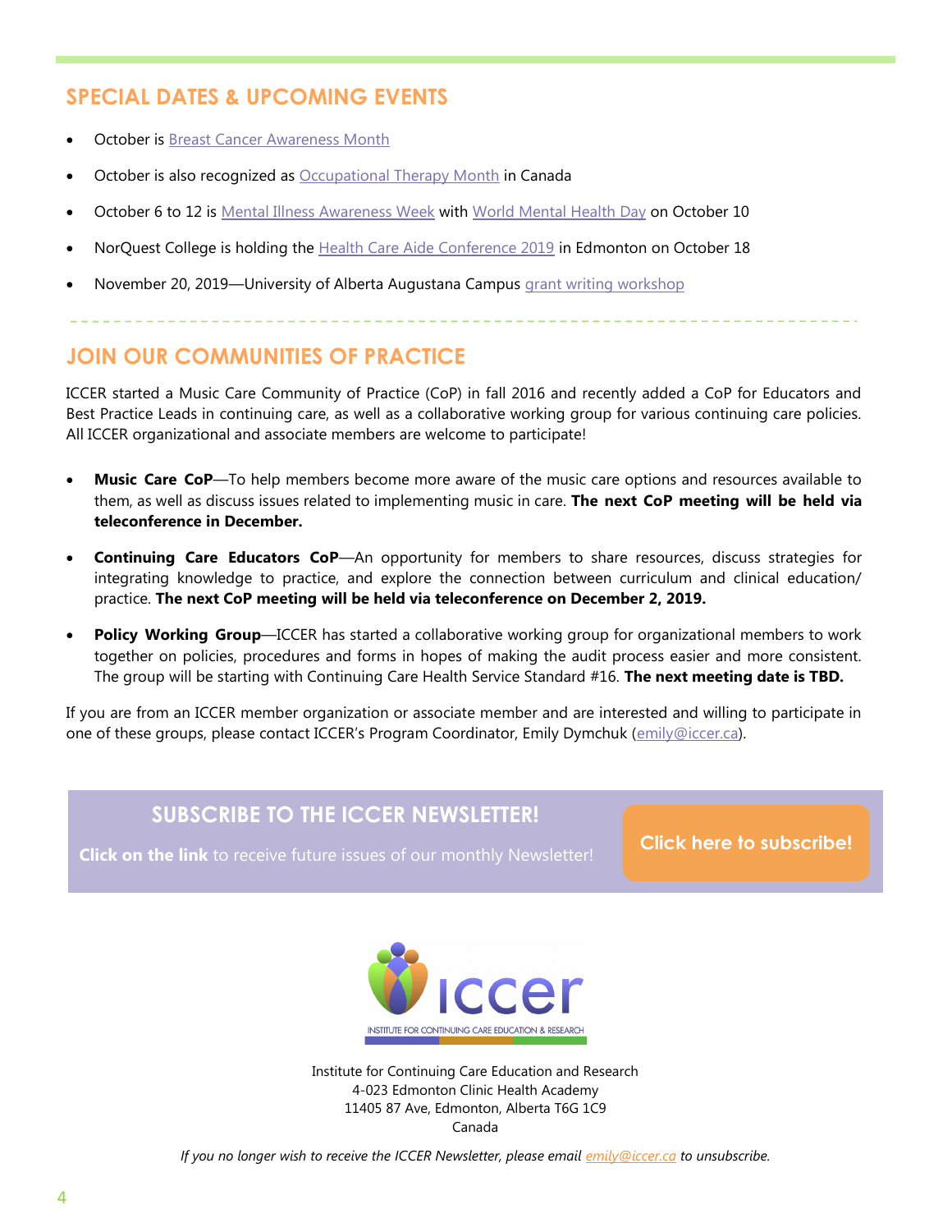## SPECIAL DATES & UPCOMING EVENTS

- October is Breast Cancer Awareness Month
- October is also recognized as Occupational Therapy Month in Canada
- October 6 to 12 is Mental Illness Awareness Week with World Mental Health Day on October 10
- NorQuest College is holding the Health Care Aide Conference 2019 in Edmonton on October 18
- November 20, 2019—University of Alberta Augustana Campus grant writing workshop

## JOIN OUR COMMUNITIES OF PRACTICE

ICCER started a Music Care Community of Practice (CoP) in fall 2016 and recently added a CoP for Educators and Best Practice Leads in continuing care, as well as a collaborative working group for various continuing care policies. All ICCER organizational and associate members are welcome to participate!

- **Music Care CoP**—To help members become more aware of the music care options and resources available to them, as well as discuss issues related to implementing music in care. **The next CoP meeting will be held via teleconference in December.**
- **Continuing Care Educators CoP**—An opportunity for members to share resources, discuss strategies for integrating knowledge to practice, and explore the connection between curriculum and clinical education/ practice. **The next CoP meeting will be held via teleconference on December 2, 2019.**
- **Policy Working Group**—ICCER has started a collaborative working group for organizational members to work together on policies, procedures and forms in hopes of making the audit process easier and more consistent. The group will be starting with Continuing Care Health Service Standard #16. **The next meeting date is TBD.**

If you are from an ICCER member organization or associate member and are interested and willing to participate in one of these groups, please contact ICCER's Program Coordinator, Emily Dymchuk (emily@iccer.ca).

## SUBSCRIBE TO THE ICCER NEWSLETTER!

**Click on the link** to receive future issues of our monthly Newsletter!

**Click here to subscribe!**

iccer
INSTITUTE FOR CONTINUING CARE EDUCATION & RESEARCH

Institute for Continuing Care Education and Research
4-023 Edmonton Clinic Health Academy
11405 87 Ave, Edmonton, Alberta T6G 1C9
Canada

*If you no longer wish to receive the ICCER Newsletter, please email emily@iccer.ca to unsubscribe.*